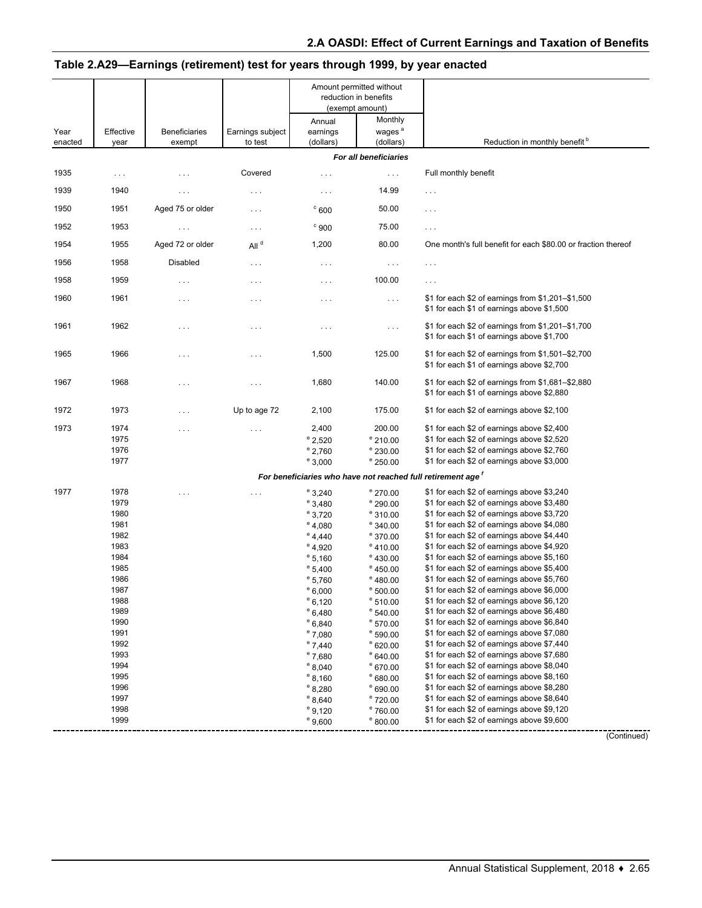## Table 2.A29—Earnings (retirement) test for years through 1999, by year enacted

| Year enacted | Effective year | Beneficiaries exempt | Earnings subject to test | Amount permitted without reduction in benefits (exempt amount) | | Reduction in monthly benefit [b] |
|---|---|---|---|---|---|---|
| | | | | Annual earnings (dollars) | Monthly wages [a] (dollars) | |
| *For all beneficiaries* | | | | | | |
| 1935 | . . . | . . . | Covered | . . . | . . . | Full monthly benefit |
| 1939 | 1940 | . . . | . . . | . . . | 14.99 | . . . |
| 1950 | 1951 | Aged 75 or older | . . . | [c] 600 | 50.00 | . . . |
| 1952 | 1953 | . . . | . . . | [c] 900 | 75.00 | . . . |
| 1954 | 1955 | Aged 72 or older | All [d] | 1,200 | 80.00 | One month's full benefit for each $80.00 or fraction thereof |
| 1956 | 1958 | Disabled | . . . | . . . | . . . | . . . |
| 1958 | 1959 | . . . | . . . | . . . | 100.00 | . . . |
| 1960 | 1961 | . . . | . . . | . . . | . . . | $1 for each $2 of earnings from $1,201–$1,500<br>$1 for each $1 of earnings above $1,500 |
| 1961 | 1962 | . . . | . . . | . . . | . . . | $1 for each $2 of earnings from $1,201–$1,700<br>$1 for each $1 of earnings above $1,700 |
| 1965 | 1966 | . . . | . . . | 1,500 | 125.00 | $1 for each $2 of earnings from $1,501–$2,700<br>$1 for each $1 of earnings above $2,700 |
| 1967 | 1968 | . . . | . . . | 1,680 | 140.00 | $1 for each $2 of earnings from $1,681–$2,880<br>$1 for each $1 of earnings above $2,880 |
| 1972 | 1973 | . . . | Up to age 72 | 2,100 | 175.00 | $1 for each $2 of earnings above $2,100 |
| 1973 | 1974 | . . . | . . . | 2,400 | 200.00 | $1 for each $2 of earnings above $2,400 |
| | 1975 | | | [e] 2,520 | [e] 210.00 | $1 for each $2 of earnings above $2,520 |
| | 1976 | | | [e] 2,760 | [e] 230.00 | $1 for each $2 of earnings above $2,760 |
| | 1977 | | | [e] 3,000 | [e] 250.00 | $1 for each $2 of earnings above $3,000 |
| *For beneficiaries who have not reached full retirement age [f]* | | | | | | |
| 1977 | 1978 | . . . | . . . | [e] 3,240 | [e] 270.00 | $1 for each $2 of earnings above $3,240 |
| | 1979 | | | [e] 3,480 | [e] 290.00 | $1 for each $2 of earnings above $3,480 |
| | 1980 | | | [e] 3,720 | [e] 310.00 | $1 for each $2 of earnings above $3,720 |
| | 1981 | | | [e] 4,080 | [e] 340.00 | $1 for each $2 of earnings above $4,080 |
| | 1982 | | | [e] 4,440 | [e] 370.00 | $1 for each $2 of earnings above $4,440 |
| | 1983 | | | [e] 4,920 | [e] 410.00 | $1 for each $2 of earnings above $4,920 |
| | 1984 | | | [e] 5,160 | [e] 430.00 | $1 for each $2 of earnings above $5,160 |
| | 1985 | | | [e] 5,400 | [e] 450.00 | $1 for each $2 of earnings above $5,400 |
| | 1986 | | | [e] 5,760 | [e] 480.00 | $1 for each $2 of earnings above $5,760 |
| | 1987 | | | [e] 6,000 | [e] 500.00 | $1 for each $2 of earnings above $6,000 |
| | 1988 | | | [e] 6,120 | [e] 510.00 | $1 for each $2 of earnings above $6,120 |
| | 1989 | | | [e] 6,480 | [e] 540.00 | $1 for each $2 of earnings above $6,480 |
| | 1990 | | | [e] 6,840 | [e] 570.00 | $1 for each $2 of earnings above $6,840 |
| | 1991 | | | [e] 7,080 | [e] 590.00 | $1 for each $2 of earnings above $7,080 |
| | 1992 | | | [e] 7,440 | [e] 620.00 | $1 for each $2 of earnings above $7,440 |
| | 1993 | | | [e] 7,680 | [e] 640.00 | $1 for each $2 of earnings above $7,680 |
| | 1994 | | | [e] 8,040 | [e] 670.00 | $1 for each $2 of earnings above $8,040 |
| | 1995 | | | [e] 8,160 | [e] 680.00 | $1 for each $2 of earnings above $8,160 |
| | 1996 | | | [e] 8,280 | [e] 690.00 | $1 for each $2 of earnings above $8,280 |
| | 1997 | | | [e] 8,640 | [e] 720.00 | $1 for each $2 of earnings above $8,640 |
| | 1998 | | | [e] 9,120 | [e] 760.00 | $1 for each $2 of earnings above $9,120 |
| | 1999 | | | [e] 9,600 | [e] 800.00 | $1 for each $2 of earnings above $9,600 |

(Continued)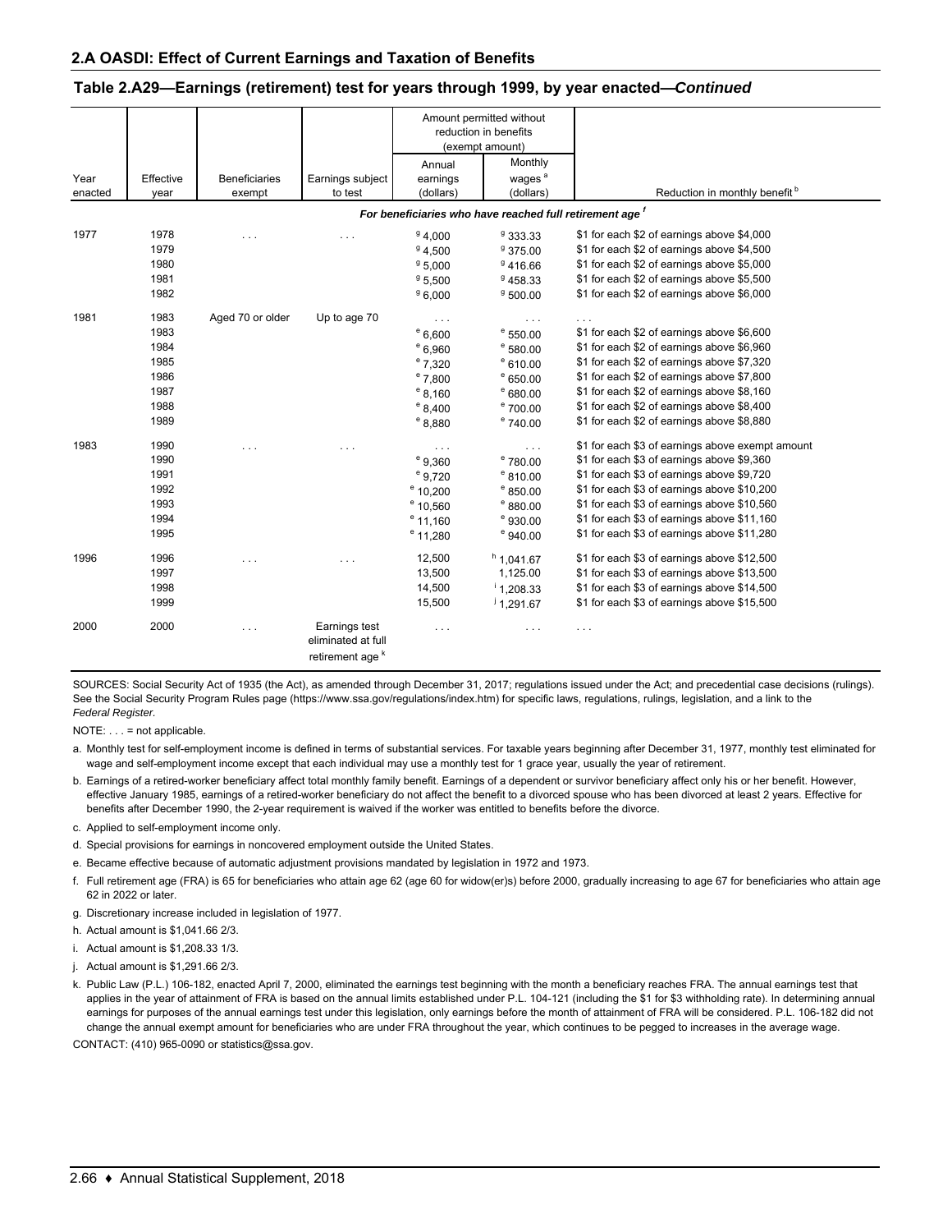## 2.A OASDI: Effect of Current Earnings and Taxation of Benefits

### Table 2.A29—Earnings (retirement) test for years through 1999, by year enacted—*Continued*

| Year enacted | Effective year | Beneficiaries exempt | Earnings subject to test | Amount permitted without reduction in benefits (exempt amount) | | Reduction in monthly benefit [b] |
|---|---|---|---|---|---|---|
| | | | | Annual earnings (dollars) | Monthly wages [a] (dollars) | |
| *For beneficiaries who have reached full retirement age [f]* | | | | | | |
| 1977 | 1978 | . . . | . . . | [g] 4,000 | [g] 333.33 | $1 for each $2 of earnings above $4,000 |
| | 1979 | | | [g] 4,500 | [g] 375.00 | $1 for each $2 of earnings above $4,500 |
| | 1980 | | | [g] 5,000 | [g] 416.66 | $1 for each $2 of earnings above $5,000 |
| | 1981 | | | [g] 5,500 | [g] 458.33 | $1 for each $2 of earnings above $5,500 |
| | 1982 | | | [g] 6,000 | [g] 500.00 | $1 for each $2 of earnings above $6,000 |
| 1981 | 1983 | Aged 70 or older | Up to age 70 | . . . | . . . | . . . |
| | 1983 | | | [e] 6,600 | [e] 550.00 | $1 for each $2 of earnings above $6,600 |
| | 1984 | | | [e] 6,960 | [e] 580.00 | $1 for each $2 of earnings above $6,960 |
| | 1985 | | | [e] 7,320 | [e] 610.00 | $1 for each $2 of earnings above $7,320 |
| | 1986 | | | [e] 7,800 | [e] 650.00 | $1 for each $2 of earnings above $7,800 |
| | 1987 | | | [e] 8,160 | [e] 680.00 | $1 for each $2 of earnings above $8,160 |
| | 1988 | | | [e] 8,400 | [e] 700.00 | $1 for each $2 of earnings above $8,400 |
| | 1989 | | | [e] 8,880 | [e] 740.00 | $1 for each $2 of earnings above $8,880 |
| 1983 | 1990 | . . . | . . . | . . . | . . . | $1 for each $3 of earnings above exempt amount |
| | 1990 | | | [e] 9,360 | [e] 780.00 | $1 for each $3 of earnings above $9,360 |
| | 1991 | | | [e] 9,720 | [e] 810.00 | $1 for each $3 of earnings above $9,720 |
| | 1992 | | | [e] 10,200 | [e] 850.00 | $1 for each $3 of earnings above $10,200 |
| | 1993 | | | [e] 10,560 | [e] 880.00 | $1 for each $3 of earnings above $10,560 |
| | 1994 | | | [e] 11,160 | [e] 930.00 | $1 for each $3 of earnings above $11,160 |
| | 1995 | | | [e] 11,280 | [e] 940.00 | $1 for each $3 of earnings above $11,280 |
| 1996 | 1996 | . . . | . . . | 12,500 | [h] 1,041.67 | $1 for each $3 of earnings above $12,500 |
| | 1997 | | | 13,500 | 1,125.00 | $1 for each $3 of earnings above $13,500 |
| | 1998 | | | 14,500 | [i] 1,208.33 | $1 for each $3 of earnings above $14,500 |
| | 1999 | | | 15,500 | [j] 1,291.67 | $1 for each $3 of earnings above $15,500 |
| 2000 | 2000 | . . . | Earnings test eliminated at full retirement age [k] | . . . | . . . | . . . |

SOURCES: Social Security Act of 1935 (the Act), as amended through December 31, 2017; regulations issued under the Act; and precedential case decisions (rulings). See the Social Security Program Rules page (https://www.ssa.gov/regulations/index.htm) for specific laws, regulations, rulings, legislation, and a link to the *Federal Register.*

NOTE: . . . = not applicable.

a. Monthly test for self-employment income is defined in terms of substantial services. For taxable years beginning after December 31, 1977, monthly test eliminated for wage and self-employment income except that each individual may use a monthly test for 1 grace year, usually the year of retirement.

b. Earnings of a retired-worker beneficiary affect total monthly family benefit. Earnings of a dependent or survivor beneficiary affect only his or her benefit. However, effective January 1985, earnings of a retired-worker beneficiary do not affect the benefit to a divorced spouse who has been divorced at least 2 years. Effective for benefits after December 1990, the 2-year requirement is waived if the worker was entitled to benefits before the divorce.

c. Applied to self-employment income only.

d. Special provisions for earnings in noncovered employment outside the United States.

e. Became effective because of automatic adjustment provisions mandated by legislation in 1972 and 1973.

f. Full retirement age (FRA) is 65 for beneficiaries who attain age 62 (age 60 for widow(er)s) before 2000, gradually increasing to age 67 for beneficiaries who attain age 62 in 2022 or later.

g. Discretionary increase included in legislation of 1977.

h. Actual amount is $1,041.66 2/3.

i. Actual amount is $1,208.33 1/3.

j. Actual amount is $1,291.66 2/3.

k. Public Law (P.L.) 106-182, enacted April 7, 2000, eliminated the earnings test beginning with the month a beneficiary reaches FRA. The annual earnings test that applies in the year of attainment of FRA is based on the annual limits established under P.L. 104-121 (including the $1 for $3 withholding rate). In determining annual earnings for purposes of the annual earnings test under this legislation, only earnings before the month of attainment of FRA will be considered. P.L. 106-182 did not change the annual exempt amount for beneficiaries who are under FRA throughout the year, which continues to be pegged to increases in the average wage.

CONTACT: (410) 965-0090 or statistics@ssa.gov.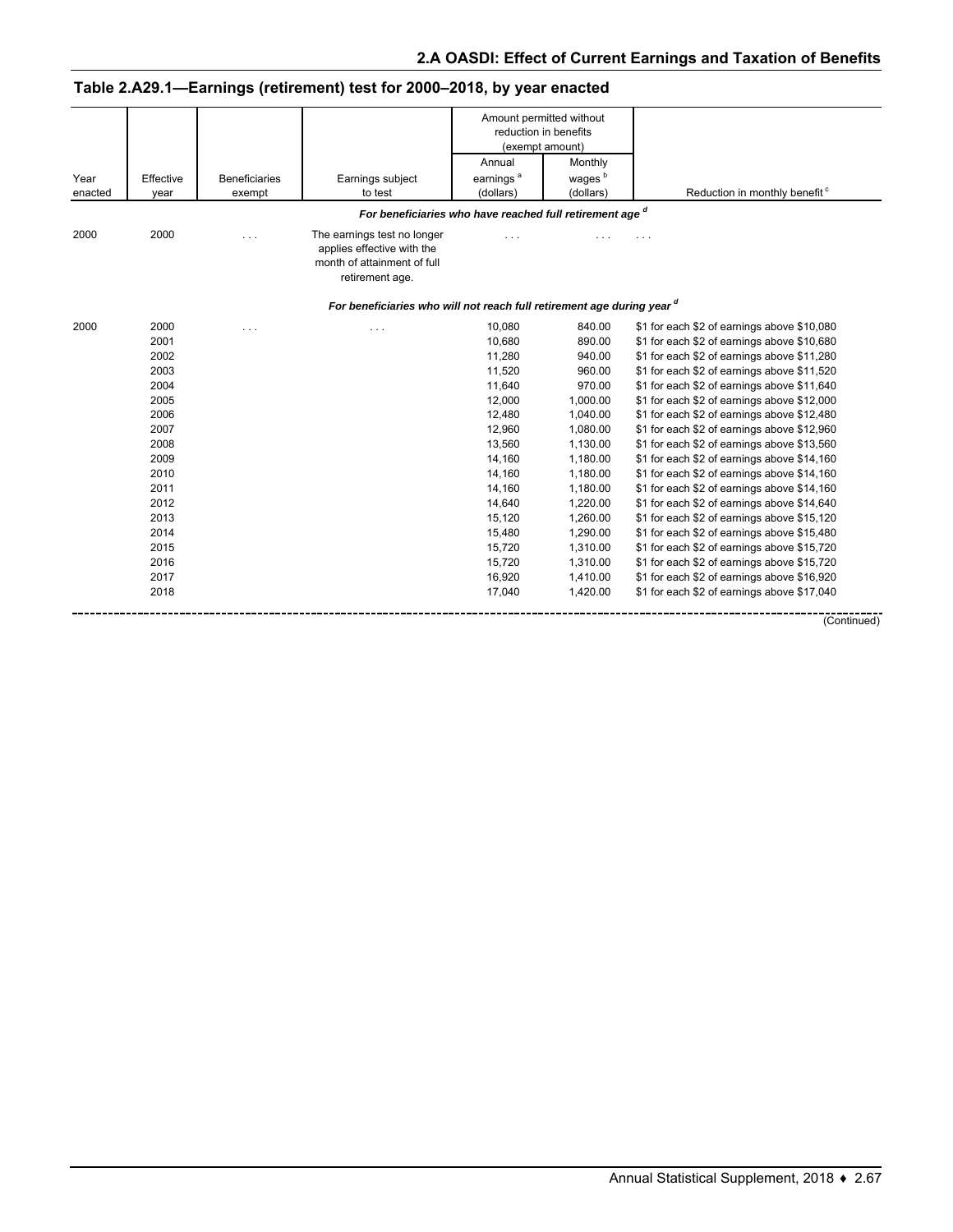## Table 2.A29.1—Earnings (retirement) test for 2000–2018, by year enacted

| Year enacted | Effective year | Beneficiaries exempt | Earnings subject to test | Amount permitted without reduction in benefits (exempt amount) | | Reduction in monthly benefit [c] |
|---|---|---|---|---|---|---|
| | | | | Annual earnings [a] (dollars) | Monthly wages [b] (dollars) | |
| ***For beneficiaries who have reached full retirement age [d]*** | | | | | | |
| 2000 | 2000 | . . . | The earnings test no longer applies effective with the month of attainment of full retirement age. | . . . | . . . | . . . |
| ***For beneficiaries who will not reach full retirement age during year [d]*** | | | | | | |
| 2000 | 2000 | . . . | . . . | 10,080 | 840.00 | $1 for each $2 of earnings above $10,080 |
| | 2001 | | | 10,680 | 890.00 | $1 for each $2 of earnings above $10,680 |
| | 2002 | | | 11,280 | 940.00 | $1 for each $2 of earnings above $11,280 |
| | 2003 | | | 11,520 | 960.00 | $1 for each $2 of earnings above $11,520 |
| | 2004 | | | 11,640 | 970.00 | $1 for each $2 of earnings above $11,640 |
| | 2005 | | | 12,000 | 1,000.00 | $1 for each $2 of earnings above $12,000 |
| | 2006 | | | 12,480 | 1,040.00 | $1 for each $2 of earnings above $12,480 |
| | 2007 | | | 12,960 | 1,080.00 | $1 for each $2 of earnings above $12,960 |
| | 2008 | | | 13,560 | 1,130.00 | $1 for each $2 of earnings above $13,560 |
| | 2009 | | | 14,160 | 1,180.00 | $1 for each $2 of earnings above $14,160 |
| | 2010 | | | 14,160 | 1,180.00 | $1 for each $2 of earnings above $14,160 |
| | 2011 | | | 14,160 | 1,180.00 | $1 for each $2 of earnings above $14,160 |
| | 2012 | | | 14,640 | 1,220.00 | $1 for each $2 of earnings above $14,640 |
| | 2013 | | | 15,120 | 1,260.00 | $1 for each $2 of earnings above $15,120 |
| | 2014 | | | 15,480 | 1,290.00 | $1 for each $2 of earnings above $15,480 |
| | 2015 | | | 15,720 | 1,310.00 | $1 for each $2 of earnings above $15,720 |
| | 2016 | | | 15,720 | 1,310.00 | $1 for each $2 of earnings above $15,720 |
| | 2017 | | | 16,920 | 1,410.00 | $1 for each $2 of earnings above $16,920 |
| | 2018 | | | 17,040 | 1,420.00 | $1 for each $2 of earnings above $17,040 |

(Continued)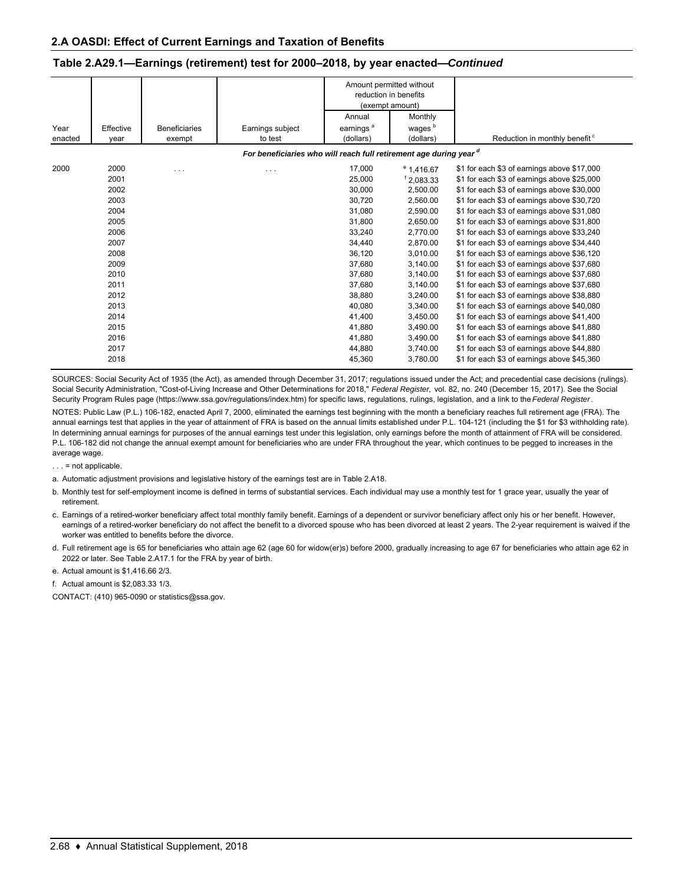## 2.A OASDI: Effect of Current Earnings and Taxation of Benefits

### Table 2.A29.1—Earnings (retirement) test for 2000–2018, by year enacted—*Continued*

| Year enacted | Effective year | Beneficiaries exempt | Earnings subject to test | Amount permitted without reduction in benefits (exempt amount) | | Reduction in monthly benefit [c] |
|---|---|---|---|---|---|---|
| | | | | Annual earnings [a] (dollars) | Monthly wages [b] (dollars) | |
| *For beneficiaries who will reach full retirement age during year [d]* | | | | | | |
| 2000 | 2000 | . . . | . . . | 17,000 | [e] 1,416.67 | $1 for each $3 of earnings above $17,000 |
| | 2001 | | | 25,000 | [f] 2,083.33 | $1 for each $3 of earnings above $25,000 |
| | 2002 | | | 30,000 | 2,500.00 | $1 for each $3 of earnings above $30,000 |
| | 2003 | | | 30,720 | 2,560.00 | $1 for each $3 of earnings above $30,720 |
| | 2004 | | | 31,080 | 2,590.00 | $1 for each $3 of earnings above $31,080 |
| | 2005 | | | 31,800 | 2,650.00 | $1 for each $3 of earnings above $31,800 |
| | 2006 | | | 33,240 | 2,770.00 | $1 for each $3 of earnings above $33,240 |
| | 2007 | | | 34,440 | 2,870.00 | $1 for each $3 of earnings above $34,440 |
| | 2008 | | | 36,120 | 3,010.00 | $1 for each $3 of earnings above $36,120 |
| | 2009 | | | 37,680 | 3,140.00 | $1 for each $3 of earnings above $37,680 |
| | 2010 | | | 37,680 | 3,140.00 | $1 for each $3 of earnings above $37,680 |
| | 2011 | | | 37,680 | 3,140.00 | $1 for each $3 of earnings above $37,680 |
| | 2012 | | | 38,880 | 3,240.00 | $1 for each $3 of earnings above $38,880 |
| | 2013 | | | 40,080 | 3,340.00 | $1 for each $3 of earnings above $40,080 |
| | 2014 | | | 41,400 | 3,450.00 | $1 for each $3 of earnings above $41,400 |
| | 2015 | | | 41,880 | 3,490.00 | $1 for each $3 of earnings above $41,880 |
| | 2016 | | | 41,880 | 3,490.00 | $1 for each $3 of earnings above $41,880 |
| | 2017 | | | 44,880 | 3,740.00 | $1 for each $3 of earnings above $44,880 |
| | 2018 | | | 45,360 | 3,780.00 | $1 for each $3 of earnings above $45,360 |

SOURCES: Social Security Act of 1935 (the Act), as amended through December 31, 2017; regulations issued under the Act; and precedential case decisions (rulings). Social Security Administration, "Cost-of-Living Increase and Other Determinations for 2018," *Federal Register,* vol. 82, no. 240 (December 15, 2017). See the Social Security Program Rules page (https://www.ssa.gov/regulations/index.htm) for specific laws, regulations, rulings, legislation, and a link to the *Federal Register*.

NOTES: Public Law (P.L.) 106-182, enacted April 7, 2000, eliminated the earnings test beginning with the month a beneficiary reaches full retirement age (FRA). The annual earnings test that applies in the year of attainment of FRA is based on the annual limits established under P.L. 104-121 (including the $1 for $3 withholding rate). In determining annual earnings for purposes of the annual earnings test under this legislation, only earnings before the month of attainment of FRA will be considered. P.L. 106-182 did not change the annual exempt amount for beneficiaries who are under FRA throughout the year, which continues to be pegged to increases in the average wage.

. . . = not applicable.

a. Automatic adjustment provisions and legislative history of the earnings test are in Table 2.A18.

b. Monthly test for self-employment income is defined in terms of substantial services. Each individual may use a monthly test for 1 grace year, usually the year of retirement.

c. Earnings of a retired-worker beneficiary affect total monthly family benefit. Earnings of a dependent or survivor beneficiary affect only his or her benefit. However, earnings of a retired-worker beneficiary do not affect the benefit to a divorced spouse who has been divorced at least 2 years. The 2-year requirement is waived if the worker was entitled to benefits before the divorce.

d. Full retirement age is 65 for beneficiaries who attain age 62 (age 60 for widow(er)s) before 2000, gradually increasing to age 67 for beneficiaries who attain age 62 in 2022 or later. See Table 2.A17.1 for the FRA by year of birth.

e. Actual amount is $1,416.66 2/3.

f. Actual amount is $2,083.33 1/3.

CONTACT: (410) 965-0090 or statistics@ssa.gov.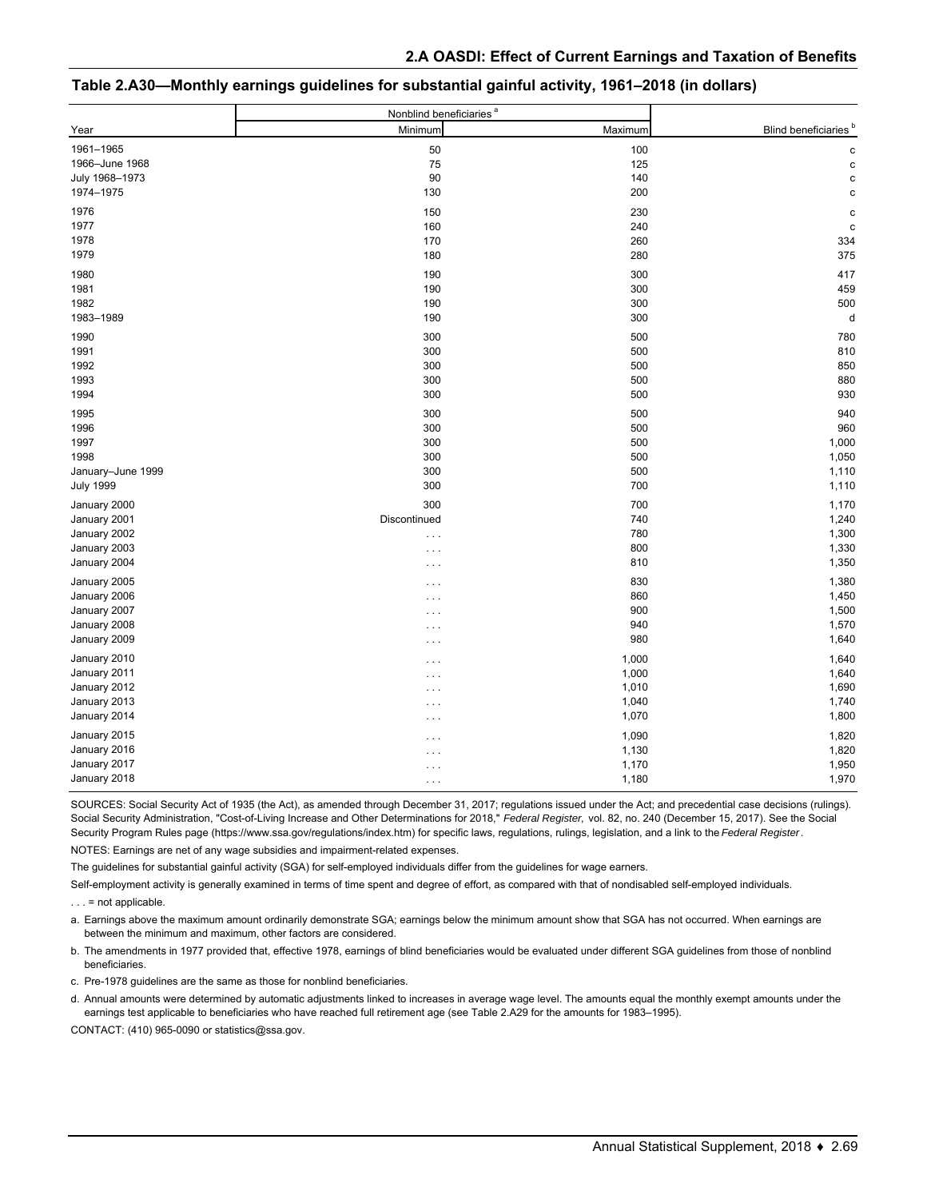## Table 2.A30—Monthly earnings guidelines for substantial gainful activity, 1961–2018 (in dollars)

| Year | Nonblind beneficiaries [a] | | Blind beneficiaries [b] |
|---|---|---|---|
| | Minimum | Maximum | |
| 1961–1965 | 50 | 100 | c |
| 1966–June 1968 | 75 | 125 | c |
| July 1968–1973 | 90 | 140 | c |
| 1974–1975 | 130 | 200 | c |
| 1976 | 150 | 230 | c |
| 1977 | 160 | 240 | c |
| 1978 | 170 | 260 | 334 |
| 1979 | 180 | 280 | 375 |
| 1980 | 190 | 300 | 417 |
| 1981 | 190 | 300 | 459 |
| 1982 | 190 | 300 | 500 |
| 1983–1989 | 190 | 300 | d |
| 1990 | 300 | 500 | 780 |
| 1991 | 300 | 500 | 810 |
| 1992 | 300 | 500 | 850 |
| 1993 | 300 | 500 | 880 |
| 1994 | 300 | 500 | 930 |
| 1995 | 300 | 500 | 940 |
| 1996 | 300 | 500 | 960 |
| 1997 | 300 | 500 | 1,000 |
| 1998 | 300 | 500 | 1,050 |
| January–June 1999 | 300 | 500 | 1,110 |
| July 1999 | 300 | 700 | 1,110 |
| January 2000 | 300 | 700 | 1,170 |
| January 2001 | Discontinued | 740 | 1,240 |
| January 2002 | . . . | 780 | 1,300 |
| January 2003 | . . . | 800 | 1,330 |
| January 2004 | . . . | 810 | 1,350 |
| January 2005 | . . . | 830 | 1,380 |
| January 2006 | . . . | 860 | 1,450 |
| January 2007 | . . . | 900 | 1,500 |
| January 2008 | . . . | 940 | 1,570 |
| January 2009 | . . . | 980 | 1,640 |
| January 2010 | . . . | 1,000 | 1,640 |
| January 2011 | . . . | 1,000 | 1,640 |
| January 2012 | . . . | 1,010 | 1,690 |
| January 2013 | . . . | 1,040 | 1,740 |
| January 2014 | . . . | 1,070 | 1,800 |
| January 2015 | . . . | 1,090 | 1,820 |
| January 2016 | . . . | 1,130 | 1,820 |
| January 2017 | . . . | 1,170 | 1,950 |
| January 2018 | . . . | 1,180 | 1,970 |

SOURCES: Social Security Act of 1935 (the Act), as amended through December 31, 2017; regulations issued under the Act; and precedential case decisions (rulings). Social Security Administration, "Cost-of-Living Increase and Other Determinations for 2018," *Federal Register,* vol. 82, no. 240 (December 15, 2017). See the Social Security Program Rules page (https://www.ssa.gov/regulations/index.htm) for specific laws, regulations, rulings, legislation, and a link to the *Federal Register*.

NOTES: Earnings are net of any wage subsidies and impairment-related expenses.

The guidelines for substantial gainful activity (SGA) for self-employed individuals differ from the guidelines for wage earners.

Self-employment activity is generally examined in terms of time spent and degree of effort, as compared with that of nondisabled self-employed individuals.

. . . = not applicable.

a. Earnings above the maximum amount ordinarily demonstrate SGA; earnings below the minimum amount show that SGA has not occurred. When earnings are between the minimum and maximum, other factors are considered.

b. The amendments in 1977 provided that, effective 1978, earnings of blind beneficiaries would be evaluated under different SGA guidelines from those of nonblind beneficiaries.

c. Pre-1978 guidelines are the same as those for nonblind beneficiaries.

d. Annual amounts were determined by automatic adjustments linked to increases in average wage level. The amounts equal the monthly exempt amounts under the earnings test applicable to beneficiaries who have reached full retirement age (see Table 2.A29 for the amounts for 1983–1995).

CONTACT: (410) 965-0090 or statistics@ssa.gov.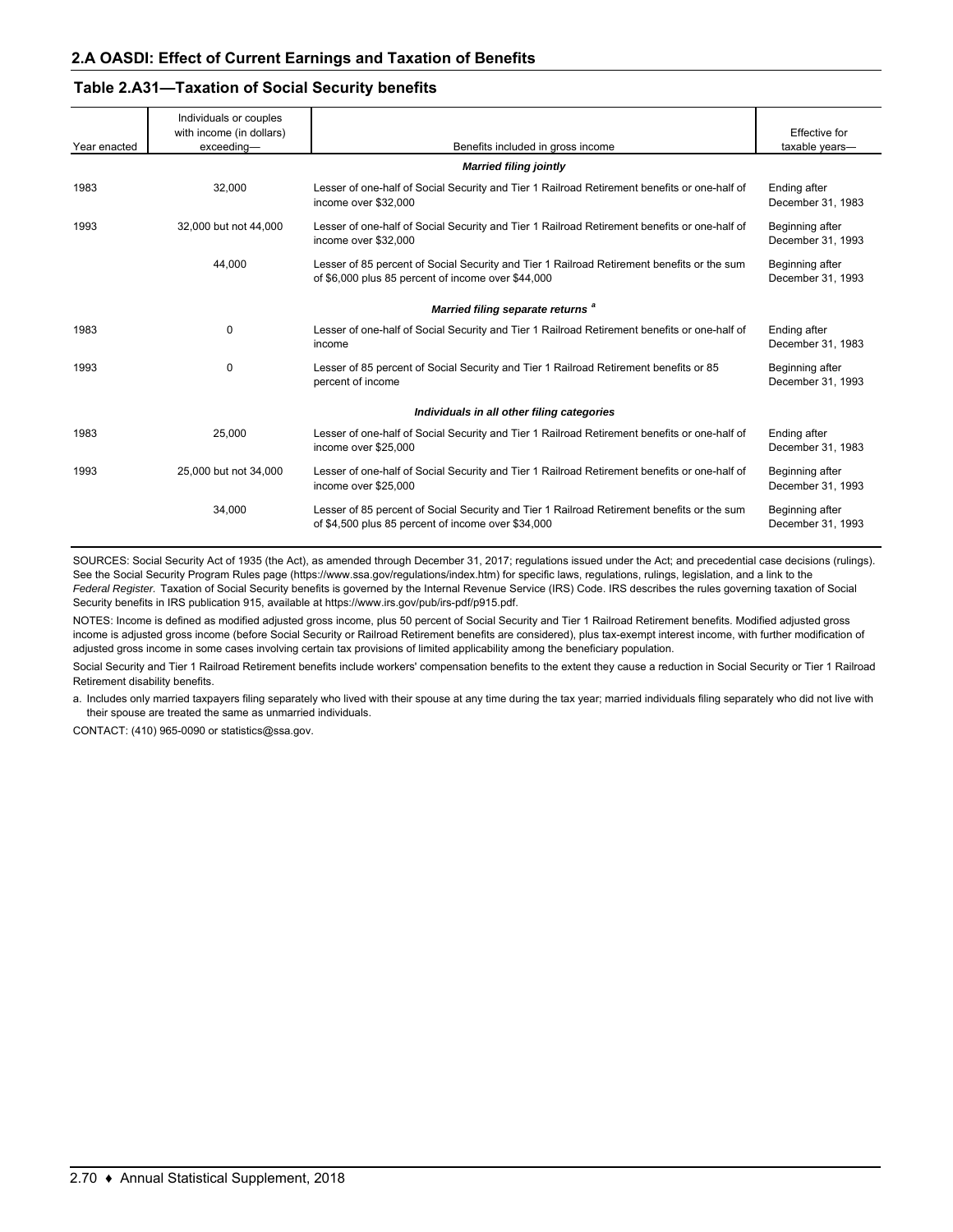## 2.A OASDI: Effect of Current Earnings and Taxation of Benefits

### Table 2.A31—Taxation of Social Security benefits

| Year enacted | Individuals or couples with income (in dollars) exceeding— | Benefits included in gross income | Effective for taxable years— |
|---|---|---|---|
| | | ***Married filing jointly*** | |
| 1983 | 32,000 | Lesser of one-half of Social Security and Tier 1 Railroad Retirement benefits or one-half of income over $32,000 | Ending after December 31, 1983 |
| 1993 | 32,000 but not 44,000 | Lesser of one-half of Social Security and Tier 1 Railroad Retirement benefits or one-half of income over $32,000 | Beginning after December 31, 1993 |
| | 44,000 | Lesser of 85 percent of Social Security and Tier 1 Railroad Retirement benefits or the sum of $6,000 plus 85 percent of income over $44,000 | Beginning after December 31, 1993 |
| | | ***Married filing separate returns*** [a] | |
| 1983 | 0 | Lesser of one-half of Social Security and Tier 1 Railroad Retirement benefits or one-half of income | Ending after December 31, 1983 |
| 1993 | 0 | Lesser of 85 percent of Social Security and Tier 1 Railroad Retirement benefits or 85 percent of income | Beginning after December 31, 1993 |
| | | ***Individuals in all other filing categories*** | |
| 1983 | 25,000 | Lesser of one-half of Social Security and Tier 1 Railroad Retirement benefits or one-half of income over $25,000 | Ending after December 31, 1983 |
| 1993 | 25,000 but not 34,000 | Lesser of one-half of Social Security and Tier 1 Railroad Retirement benefits or one-half of income over $25,000 | Beginning after December 31, 1993 |
| | 34,000 | Lesser of 85 percent of Social Security and Tier 1 Railroad Retirement benefits or the sum of $4,500 plus 85 percent of income over $34,000 | Beginning after December 31, 1993 |

SOURCES: Social Security Act of 1935 (the Act), as amended through December 31, 2017; regulations issued under the Act; and precedential case decisions (rulings). See the Social Security Program Rules page (https://www.ssa.gov/regulations/index.htm) for specific laws, regulations, rulings, legislation, and a link to the *Federal Register.* Taxation of Social Security benefits is governed by the Internal Revenue Service (IRS) Code. IRS describes the rules governing taxation of Social Security benefits in IRS publication 915, available at https://www.irs.gov/pub/irs-pdf/p915.pdf.

NOTES: Income is defined as modified adjusted gross income, plus 50 percent of Social Security and Tier 1 Railroad Retirement benefits. Modified adjusted gross income is adjusted gross income (before Social Security or Railroad Retirement benefits are considered), plus tax-exempt interest income, with further modification of adjusted gross income in some cases involving certain tax provisions of limited applicability among the beneficiary population.

Social Security and Tier 1 Railroad Retirement benefits include workers' compensation benefits to the extent they cause a reduction in Social Security or Tier 1 Railroad Retirement disability benefits.

a. Includes only married taxpayers filing separately who lived with their spouse at any time during the tax year; married individuals filing separately who did not live with their spouse are treated the same as unmarried individuals.

CONTACT: (410) 965-0090 or statistics@ssa.gov.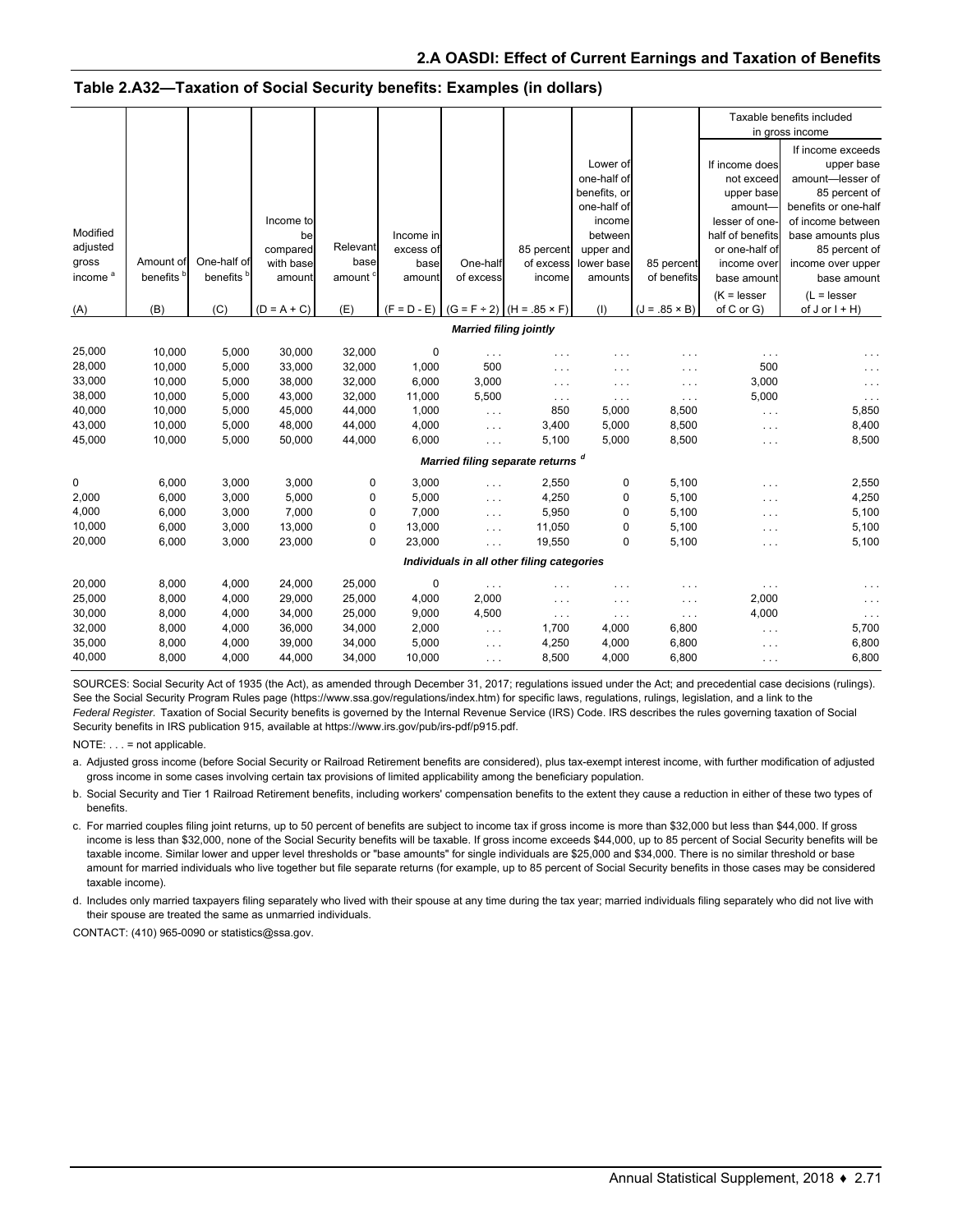## Table 2.A32—Taxation of Social Security benefits: Examples (in dollars)

| Modified adjusted gross income [a] | Amount of benefits [b] | One-half of benefits [b] | Income to be compared with base amount | Relevant base amount [c] | Income in excess of base amount | One-half of excess | 85 percent of excess income | Lower of one-half of benefits, or one-half of income between upper and lower base amounts | 85 percent of benefits | Taxable benefits included in gross income: If income does not exceed upper base amount—lesser of one-half of benefits or one-half of income over base amount | Taxable benefits included in gross income: If income exceeds upper base amount—lesser of 85 percent of benefits or one-half of income between base amounts plus 85 percent of income over upper base amount |
|---|---|---|---|---|---|---|---|---|---|---|---|
| (A) | (B) | (C) | (D = A + C) | (E) | (F = D - E) | (G = F ÷ 2) | (H = .85 × F) | (I) | (J = .85 × B) | (K = lesser of C or G) | (L = lesser of J or I + H) |
| | | | | | *Married filing jointly* | | | | | | |
| 25,000 | 10,000 | 5,000 | 30,000 | 32,000 | 0 | . . . | . . . | . . . | . . . | . . . | . . . |
| 28,000 | 10,000 | 5,000 | 33,000 | 32,000 | 1,000 | 500 | . . . | . . . | . . . | 500 | . . . |
| 33,000 | 10,000 | 5,000 | 38,000 | 32,000 | 6,000 | 3,000 | . . . | . . . | . . . | 3,000 | . . . |
| 38,000 | 10,000 | 5,000 | 43,000 | 32,000 | 11,000 | 5,500 | . . . | . . . | . . . | 5,000 | . . . |
| 40,000 | 10,000 | 5,000 | 45,000 | 44,000 | 1,000 | . . . | 850 | 5,000 | 8,500 | . . . | 5,850 |
| 43,000 | 10,000 | 5,000 | 48,000 | 44,000 | 4,000 | . . . | 3,400 | 5,000 | 8,500 | . . . | 8,400 |
| 45,000 | 10,000 | 5,000 | 50,000 | 44,000 | 6,000 | . . . | 5,100 | 5,000 | 8,500 | . . . | 8,500 |
| | | | | | *Married filing separate returns* [d] | | | | | | |
| 0 | 6,000 | 3,000 | 3,000 | 0 | 3,000 | . . . | 2,550 | 0 | 5,100 | . . . | 2,550 |
| 2,000 | 6,000 | 3,000 | 5,000 | 0 | 5,000 | . . . | 4,250 | 0 | 5,100 | . . . | 4,250 |
| 4,000 | 6,000 | 3,000 | 7,000 | 0 | 7,000 | . . . | 5,950 | 0 | 5,100 | . . . | 5,100 |
| 10,000 | 6,000 | 3,000 | 13,000 | 0 | 13,000 | . . . | 11,050 | 0 | 5,100 | . . . | 5,100 |
| 20,000 | 6,000 | 3,000 | 23,000 | 0 | 23,000 | . . . | 19,550 | 0 | 5,100 | . . . | 5,100 |
| | | | | | *Individuals in all other filing categories* | | | | | | |
| 20,000 | 8,000 | 4,000 | 24,000 | 25,000 | 0 | . . . | . . . | . . . | . . . | . . . | . . . |
| 25,000 | 8,000 | 4,000 | 29,000 | 25,000 | 4,000 | 2,000 | . . . | . . . | . . . | 2,000 | . . . |
| 30,000 | 8,000 | 4,000 | 34,000 | 25,000 | 9,000 | 4,500 | . . . | . . . | . . . | 4,000 | . . . |
| 32,000 | 8,000 | 4,000 | 36,000 | 34,000 | 2,000 | . . . | 1,700 | 4,000 | 6,800 | . . . | 5,700 |
| 35,000 | 8,000 | 4,000 | 39,000 | 34,000 | 5,000 | . . . | 4,250 | 4,000 | 6,800 | . . . | 6,800 |
| 40,000 | 8,000 | 4,000 | 44,000 | 34,000 | 10,000 | . . . | 8,500 | 4,000 | 6,800 | . . . | 6,800 |

SOURCES: Social Security Act of 1935 (the Act), as amended through December 31, 2017; regulations issued under the Act; and precedential case decisions (rulings). See the Social Security Program Rules page (https://www.ssa.gov/regulations/index.htm) for specific laws, regulations, rulings, legislation, and a link to the *Federal Register.* Taxation of Social Security benefits is governed by the Internal Revenue Service (IRS) Code. IRS describes the rules governing taxation of Social Security benefits in IRS publication 915, available at https://www.irs.gov/pub/irs-pdf/p915.pdf.

NOTE: . . . = not applicable.

a. Adjusted gross income (before Social Security or Railroad Retirement benefits are considered), plus tax-exempt interest income, with further modification of adjusted gross income in some cases involving certain tax provisions of limited applicability among the beneficiary population.

b. Social Security and Tier 1 Railroad Retirement benefits, including workers' compensation benefits to the extent they cause a reduction in either of these two types of benefits.

c. For married couples filing joint returns, up to 50 percent of benefits are subject to income tax if gross income is more than $32,000 but less than $44,000. If gross income is less than $32,000, none of the Social Security benefits will be taxable. If gross income exceeds $44,000, up to 85 percent of Social Security benefits will be taxable income. Similar lower and upper level thresholds or "base amounts" for single individuals are $25,000 and $34,000. There is no similar threshold or base amount for married individuals who live together but file separate returns (for example, up to 85 percent of Social Security benefits in those cases may be considered taxable income).

d. Includes only married taxpayers filing separately who lived with their spouse at any time during the tax year; married individuals filing separately who did not live with their spouse are treated the same as unmarried individuals.

CONTACT: (410) 965-0090 or statistics@ssa.gov.